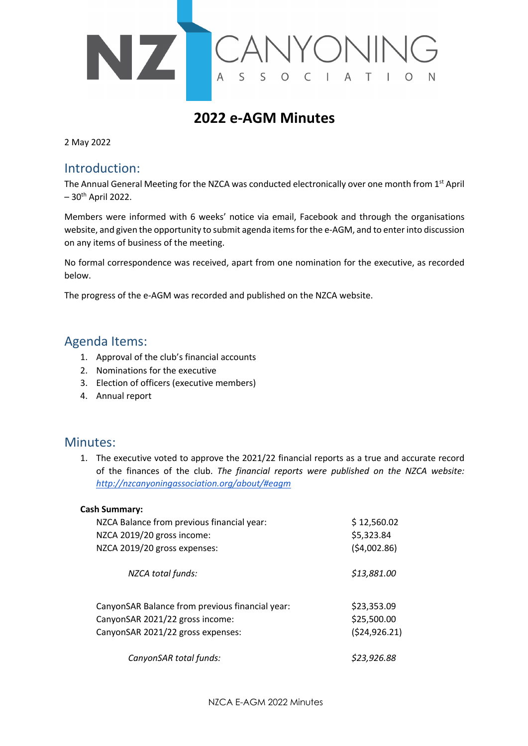# 2022 e-AGM Minutes

2 May 2022

## Introduction:

The Annual General Meeting for the NZCA was conducted electronically over one month from 1st April – 30th April 2022.

Members were informed with 6 weeks' notice via email, Facebook and through the organisations website, and given the opportunity to submit agenda items for the e-AGM, and to enter into discussion on any items of business of the meeting.

No formal correspondence was received, apart from one nomination for the executive, as recorded below.

The progress of the e-AGM was recorded and published on the NZCA website.

## Agenda Items:

1. Approval of the club's financial accounts
2. Nominations for the executive
3. Election of officers (executive members)
4. Annual report

## Minutes:

1. The executive voted to approve the 2021/22 financial reports as a true and accurate record of the finances of the club. *The financial reports were published on the NZCA website: http://nzcanyoningassociation.org/about/#eagm*

**Cash Summary:**

| | |
|---|---|
| NZCA Balance from previous financial year: | $ 12,560.02 |
| NZCA 2019/20 gross income: | $5,323.84 |
| NZCA 2019/20 gross expenses: | ($4,002.86) |
| *NZCA total funds:* | *$13,881.00* |
| CanyonSAR Balance from previous financial year: | $23,353.09 |
| CanyonSAR 2021/22 gross income: | $25,500.00 |
| CanyonSAR 2021/22 gross expenses: | ($24,926.21) |
| *CanyonSAR total funds:* | *$23,926.88* |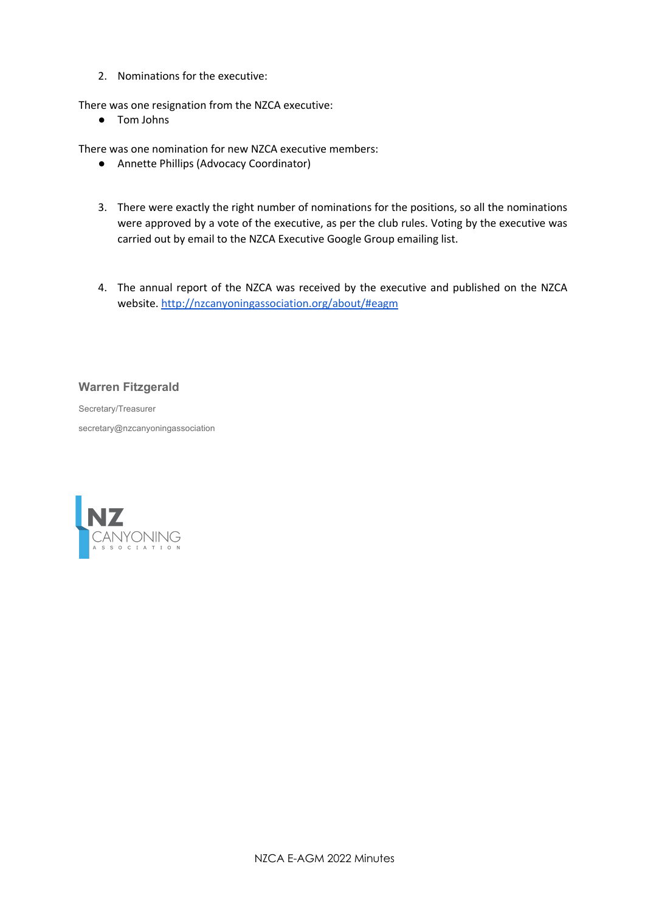2. Nominations for the executive:

There was one resignation from the NZCA executive:

- Tom Johns

There was one nomination for new NZCA executive members:

- Annette Phillips (Advocacy Coordinator)

3. There were exactly the right number of nominations for the positions, so all the nominations were approved by a vote of the executive, as per the club rules. Voting by the executive was carried out by email to the NZCA Executive Google Group emailing list.

4. The annual report of the NZCA was received by the executive and published on the NZCA website. [http://nzcanyoningassociation.org/about/#eagm](http://nzcanyoningassociation.org/about/#eagm)

**Warren Fitzgerald**

Secretary/Treasurer

secretary@nzcanyoningassociation

NZ CANYONING ASSOCIATION